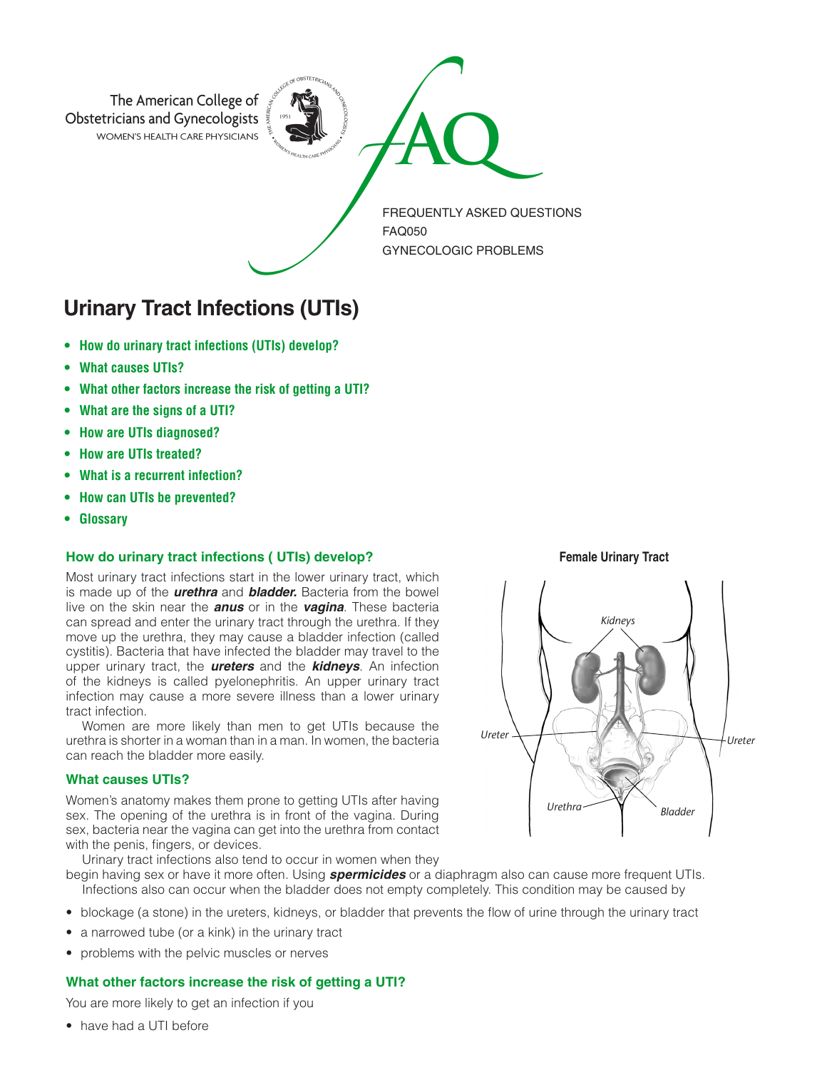The American College of Obstetricians and Gynecologists
WOMEN'S HEALTH CARE PHYSICIANS

FAQ

FREQUENTLY ASKED QUESTIONS
FAQ050
GYNECOLOGIC PROBLEMS

# Urinary Tract Infections (UTIs)

- **How do urinary tract infections (UTIs) develop?**
- **What causes UTIs?**
- **What other factors increase the risk of getting a UTI?**
- **What are the signs of a UTI?**
- **How are UTIs diagnosed?**
- **How are UTIs treated?**
- **What is a recurrent infection?**
- **How can UTIs be prevented?**
- **Glossary**

## How do urinary tract infections ( UTIs) develop?

Most urinary tract infections start in the lower urinary tract, which is made up of the ***urethra*** and ***bladder.*** Bacteria from the bowel live on the skin near the ***anus*** or in the ***vagina***. These bacteria can spread and enter the urinary tract through the urethra. If they move up the urethra, they may cause a bladder infection (called cystitis). Bacteria that have infected the bladder may travel to the upper urinary tract, the ***ureters*** and the ***kidneys***. An infection of the kidneys is called pyelonephritis. An upper urinary tract infection may cause a more severe illness than a lower urinary tract infection.

Women are more likely than men to get UTIs because the urethra is shorter in a woman than in a man. In women, the bacteria can reach the bladder more easily.

**Female Urinary Tract**

Kidneys
Ureter
Ureter
Urethra
Bladder

## What causes UTIs?

Women's anatomy makes them prone to getting UTIs after having sex. The opening of the urethra is in front of the vagina. During sex, bacteria near the vagina can get into the urethra from contact with the penis, fingers, or devices.

Urinary tract infections also tend to occur in women when they begin having sex or have it more often. Using ***spermicides*** or a diaphragm also can cause more frequent UTIs.

Infections also can occur when the bladder does not empty completely. This condition may be caused by

- blockage (a stone) in the ureters, kidneys, or bladder that prevents the flow of urine through the urinary tract
- a narrowed tube (or a kink) in the urinary tract
- problems with the pelvic muscles or nerves

## What other factors increase the risk of getting a UTI?

You are more likely to get an infection if you

- have had a UTI before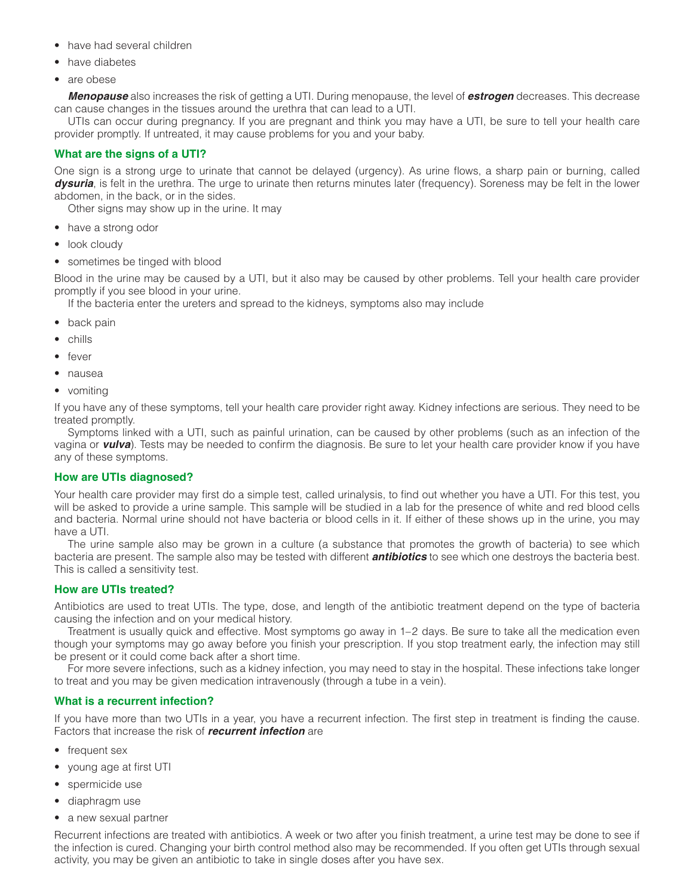- have had several children
- have diabetes
- are obese

***Menopause*** also increases the risk of getting a UTI. During menopause, the level of ***estrogen*** decreases. This decrease can cause changes in the tissues around the urethra that can lead to a UTI.

UTIs can occur during pregnancy. If you are pregnant and think you may have a UTI, be sure to tell your health care provider promptly. If untreated, it may cause problems for you and your baby.

## What are the signs of a UTI?

One sign is a strong urge to urinate that cannot be delayed (urgency). As urine flows, a sharp pain or burning, called ***dysuria***, is felt in the urethra. The urge to urinate then returns minutes later (frequency). Soreness may be felt in the lower abdomen, in the back, or in the sides.

Other signs may show up in the urine. It may

- have a strong odor
- look cloudy
- sometimes be tinged with blood

Blood in the urine may be caused by a UTI, but it also may be caused by other problems. Tell your health care provider promptly if you see blood in your urine.

If the bacteria enter the ureters and spread to the kidneys, symptoms also may include

- back pain
- chills
- fever
- nausea
- vomiting

If you have any of these symptoms, tell your health care provider right away. Kidney infections are serious. They need to be treated promptly.

Symptoms linked with a UTI, such as painful urination, can be caused by other problems (such as an infection of the vagina or ***vulva***). Tests may be needed to confirm the diagnosis. Be sure to let your health care provider know if you have any of these symptoms.

## How are UTIs diagnosed?

Your health care provider may first do a simple test, called urinalysis, to find out whether you have a UTI. For this test, you will be asked to provide a urine sample. This sample will be studied in a lab for the presence of white and red blood cells and bacteria. Normal urine should not have bacteria or blood cells in it. If either of these shows up in the urine, you may have a UTI.

The urine sample also may be grown in a culture (a substance that promotes the growth of bacteria) to see which bacteria are present. The sample also may be tested with different ***antibiotics*** to see which one destroys the bacteria best. This is called a sensitivity test.

## How are UTIs treated?

Antibiotics are used to treat UTIs. The type, dose, and length of the antibiotic treatment depend on the type of bacteria causing the infection and on your medical history.

Treatment is usually quick and effective. Most symptoms go away in 1–2 days. Be sure to take all the medication even though your symptoms may go away before you finish your prescription. If you stop treatment early, the infection may still be present or it could come back after a short time.

For more severe infections, such as a kidney infection, you may need to stay in the hospital. These infections take longer to treat and you may be given medication intravenously (through a tube in a vein).

## What is a recurrent infection?

If you have more than two UTIs in a year, you have a recurrent infection. The first step in treatment is finding the cause. Factors that increase the risk of ***recurrent infection*** are

- frequent sex
- young age at first UTI
- spermicide use
- diaphragm use
- a new sexual partner

Recurrent infections are treated with antibiotics. A week or two after you finish treatment, a urine test may be done to see if the infection is cured. Changing your birth control method also may be recommended. If you often get UTIs through sexual activity, you may be given an antibiotic to take in single doses after you have sex.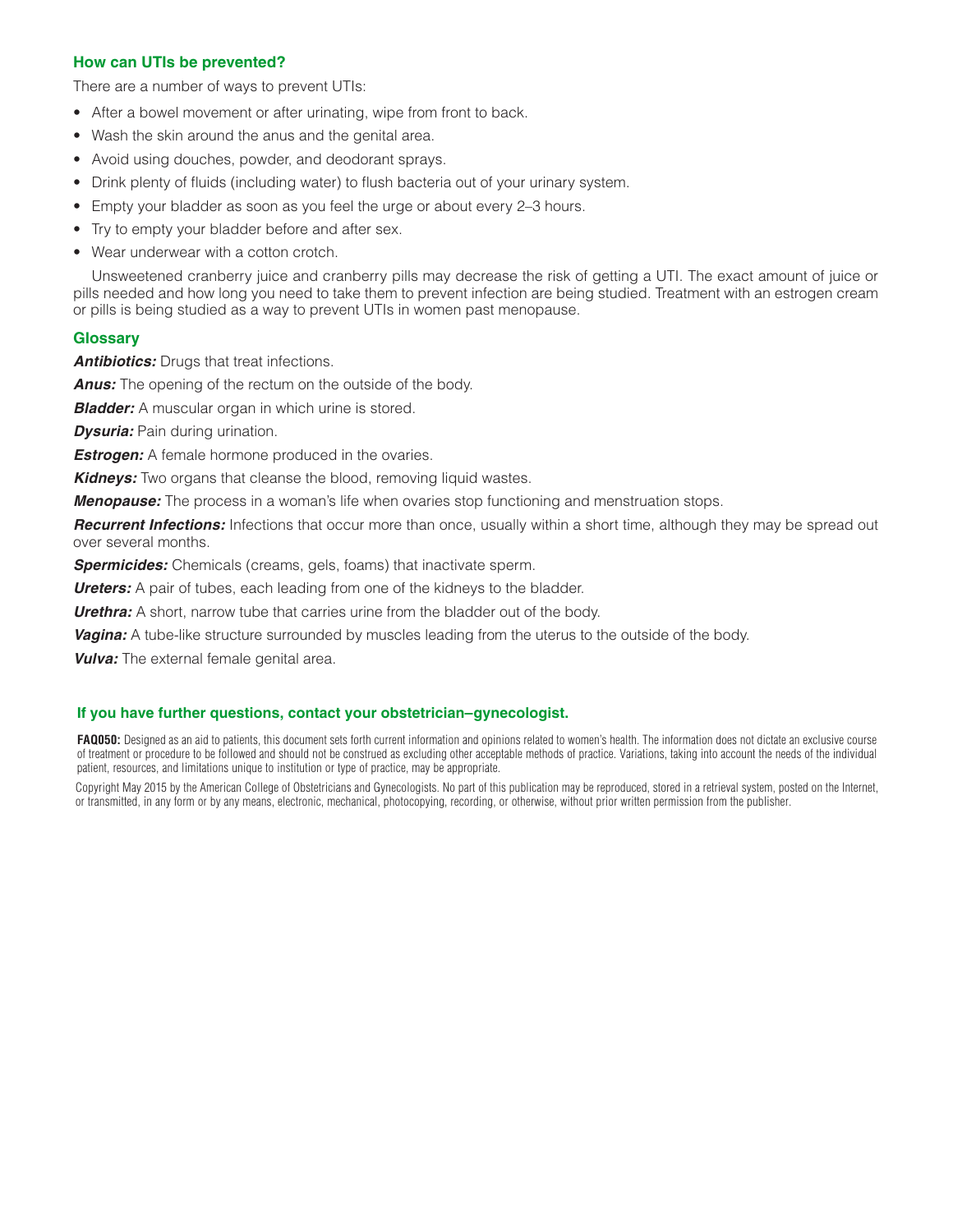## How can UTIs be prevented?

There are a number of ways to prevent UTIs:

- After a bowel movement or after urinating, wipe from front to back.
- Wash the skin around the anus and the genital area.
- Avoid using douches, powder, and deodorant sprays.
- Drink plenty of fluids (including water) to flush bacteria out of your urinary system.
- Empty your bladder as soon as you feel the urge or about every 2–3 hours.
- Try to empty your bladder before and after sex.
- Wear underwear with a cotton crotch.

Unsweetened cranberry juice and cranberry pills may decrease the risk of getting a UTI. The exact amount of juice or pills needed and how long you need to take them to prevent infection are being studied. Treatment with an estrogen cream or pills is being studied as a way to prevent UTIs in women past menopause.

## Glossary

***Antibiotics:*** Drugs that treat infections.

***Anus:*** The opening of the rectum on the outside of the body.

***Bladder:*** A muscular organ in which urine is stored.

***Dysuria:*** Pain during urination.

***Estrogen:*** A female hormone produced in the ovaries.

***Kidneys:*** Two organs that cleanse the blood, removing liquid wastes.

***Menopause:*** The process in a woman's life when ovaries stop functioning and menstruation stops.

***Recurrent Infections:*** Infections that occur more than once, usually within a short time, although they may be spread out over several months.

***Spermicides:*** Chemicals (creams, gels, foams) that inactivate sperm.

***Ureters:*** A pair of tubes, each leading from one of the kidneys to the bladder.

***Urethra:*** A short, narrow tube that carries urine from the bladder out of the body.

***Vagina:*** A tube-like structure surrounded by muscles leading from the uterus to the outside of the body.

***Vulva:*** The external female genital area.

**If you have further questions, contact your obstetrician–gynecologist.**

**FAQ050:** Designed as an aid to patients, this document sets forth current information and opinions related to women's health. The information does not dictate an exclusive course of treatment or procedure to be followed and should not be construed as excluding other acceptable methods of practice. Variations, taking into account the needs of the individual patient, resources, and limitations unique to institution or type of practice, may be appropriate.

Copyright May 2015 by the American College of Obstetricians and Gynecologists. No part of this publication may be reproduced, stored in a retrieval system, posted on the Internet, or transmitted, in any form or by any means, electronic, mechanical, photocopying, recording, or otherwise, without prior written permission from the publisher.